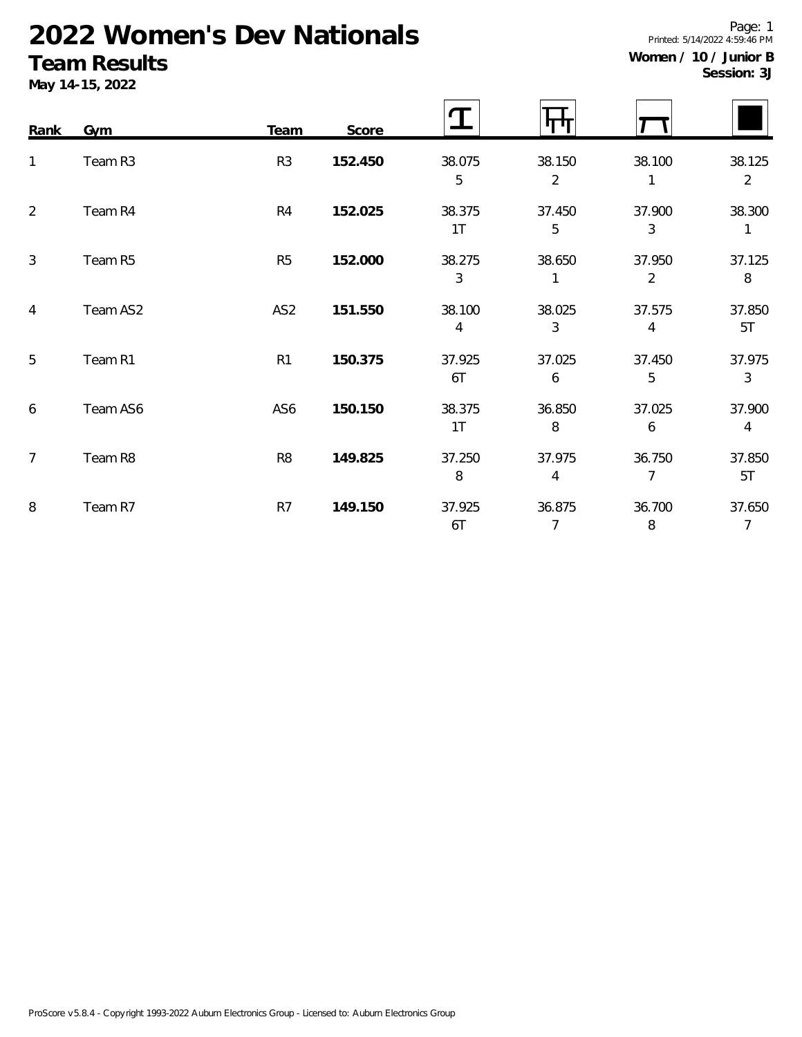# 2022 Women's Dev Nationals

## Team Results

**May 14-15, 2022**

Page: 1
Printed: 5/14/2022 4:59:46 PM

**Women / 10 / Junior B**
**Session: 3J**

| Rank | Gym | Team | Score | Vault | Bars | Beam | Floor |
|---|---|---|---|---|---|---|---|
| 1 | Team R3 | R3 | **152.450** | 38.075<br>5 | 38.150<br>2 | 38.100<br>1 | 38.125<br>2 |
| 2 | Team R4 | R4 | **152.025** | 38.375<br>1T | 37.450<br>5 | 37.900<br>3 | 38.300<br>1 |
| 3 | Team R5 | R5 | **152.000** | 38.275<br>3 | 38.650<br>1 | 37.950<br>2 | 37.125<br>8 |
| 4 | Team AS2 | AS2 | **151.550** | 38.100<br>4 | 38.025<br>3 | 37.575<br>4 | 37.850<br>5T |
| 5 | Team R1 | R1 | **150.375** | 37.925<br>6T | 37.025<br>6 | 37.450<br>5 | 37.975<br>3 |
| 6 | Team AS6 | AS6 | **150.150** | 38.375<br>1T | 36.850<br>8 | 37.025<br>6 | 37.900<br>4 |
| 7 | Team R8 | R8 | **149.825** | 37.250<br>8 | 37.975<br>4 | 36.750<br>7 | 37.850<br>5T |
| 8 | Team R7 | R7 | **149.150** | 37.925<br>6T | 36.875<br>7 | 36.700<br>8 | 37.650<br>7 |

ProScore v5.8.4 - Copyright 1993-2022 Auburn Electronics Group - Licensed to: Auburn Electronics Group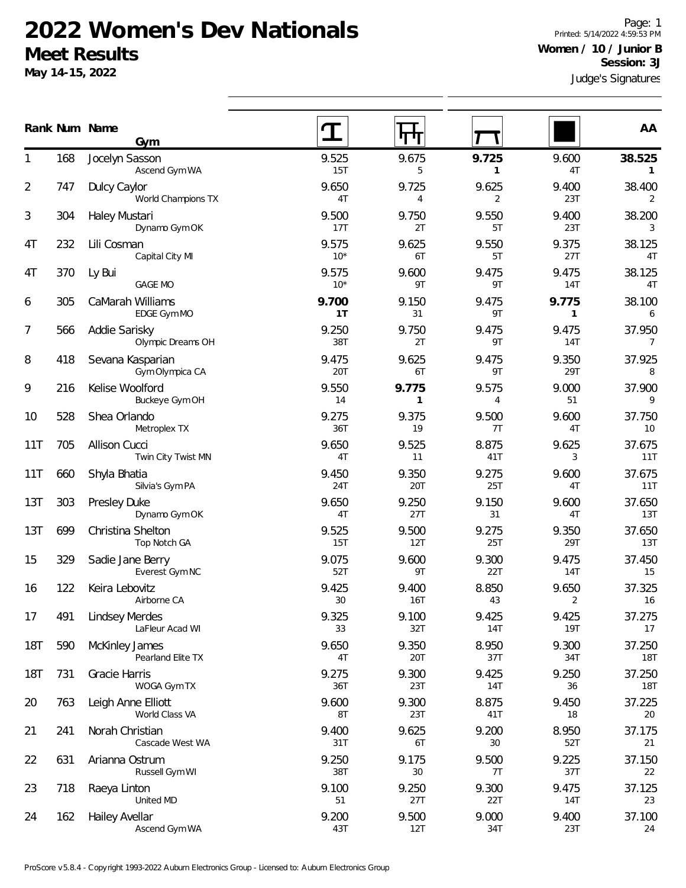# 2022 Women's Dev Nationals

## Meet Results

**May 14-15, 2022**

Printed: 5/14/2022 4:59:53 PM

**Women / 10 / Junior B**

**Session: 3J**

Judge's Signatures

| Rank | Num | Name / Gym | Vault | Bars | Beam | Floor | AA |
|---|---|---|---|---|---|---|---|
| 1 | 168 | Jocelyn Sasson<br>Ascend Gym WA | 9.525<br>15T | 9.675<br>5 | **9.725**<br>**1** | 9.600<br>4T | **38.525**<br>**1** |
| 2 | 747 | Dulcy Caylor<br>World Champions TX | 9.650<br>4T | 9.725<br>4 | 9.625<br>2 | 9.400<br>23T | 38.400<br>2 |
| 3 | 304 | Haley Mustari<br>Dynamo Gym OK | 9.500<br>17T | 9.750<br>2T | 9.550<br>5T | 9.400<br>23T | 38.200<br>3 |
| 4T | 232 | Lili Cosman<br>Capital City MI | 9.575<br>10* | 9.625<br>6T | 9.550<br>5T | 9.375<br>27T | 38.125<br>4T |
| 4T | 370 | Ly Bui<br>GAGE MO | 9.575<br>10* | 9.600<br>9T | 9.475<br>9T | 9.475<br>14T | 38.125<br>4T |
| 6 | 305 | CaMarah Williams<br>EDGE Gym MO | **9.700**<br>**1T** | 9.150<br>31 | 9.475<br>9T | **9.775**<br>**1** | 38.100<br>6 |
| 7 | 566 | Addie Sarisky<br>Olympic Dreams OH | 9.250<br>38T | 9.750<br>2T | 9.475<br>9T | 9.475<br>14T | 37.950<br>7 |
| 8 | 418 | Sevana Kasparian<br>Gym Olympica CA | 9.475<br>20T | 9.625<br>6T | 9.475<br>9T | 9.350<br>29T | 37.925<br>8 |
| 9 | 216 | Kelise Woolford<br>Buckeye Gym OH | 9.550<br>14 | **9.775**<br>**1** | 9.575<br>4 | 9.000<br>51 | 37.900<br>9 |
| 10 | 528 | Shea Orlando<br>Metroplex TX | 9.275<br>36T | 9.375<br>19 | 9.500<br>7T | 9.600<br>4T | 37.750<br>10 |
| 11T | 705 | Allison Cucci<br>Twin City Twist MN | 9.650<br>4T | 9.525<br>11 | 8.875<br>41T | 9.625<br>3 | 37.675<br>11T |
| 11T | 660 | Shyla Bhatia<br>Silvia's Gym PA | 9.450<br>24T | 9.350<br>20T | 9.275<br>25T | 9.600<br>4T | 37.675<br>11T |
| 13T | 303 | Presley Duke<br>Dynamo Gym OK | 9.650<br>4T | 9.250<br>27T | 9.150<br>31 | 9.600<br>4T | 37.650<br>13T |
| 13T | 699 | Christina Shelton<br>Top Notch GA | 9.525<br>15T | 9.500<br>12T | 9.275<br>25T | 9.350<br>29T | 37.650<br>13T |
| 15 | 329 | Sadie Jane Berry<br>Everest Gym NC | 9.075<br>52T | 9.600<br>9T | 9.300<br>22T | 9.475<br>14T | 37.450<br>15 |
| 16 | 122 | Keira Lebovitz<br>Airborne CA | 9.425<br>30 | 9.400<br>16T | 8.850<br>43 | 9.650<br>2 | 37.325<br>16 |
| 17 | 491 | Lindsey Merdes<br>LaFleur Acad WI | 9.325<br>33 | 9.100<br>32T | 9.425<br>14T | 9.425<br>19T | 37.275<br>17 |
| 18T | 590 | McKinley James<br>Pearland Elite TX | 9.650<br>4T | 9.350<br>20T | 8.950<br>37T | 9.300<br>34T | 37.250<br>18T |
| 18T | 731 | Gracie Harris<br>WOGA Gym TX | 9.275<br>36T | 9.300<br>23T | 9.425<br>14T | 9.250<br>36 | 37.250<br>18T |
| 20 | 763 | Leigh Anne Elliott<br>World Class VA | 9.600<br>8T | 9.300<br>23T | 8.875<br>41T | 9.450<br>18 | 37.225<br>20 |
| 21 | 241 | Norah Christian<br>Cascade West WA | 9.400<br>31T | 9.625<br>6T | 9.200<br>30 | 8.950<br>52T | 37.175<br>21 |
| 22 | 631 | Arianna Ostrum<br>Russell Gym WI | 9.250<br>38T | 9.175<br>30 | 9.500<br>7T | 9.225<br>37T | 37.150<br>22 |
| 23 | 718 | Raeya Linton<br>United MD | 9.100<br>51 | 9.250<br>27T | 9.300<br>22T | 9.475<br>14T | 37.125<br>23 |
| 24 | 162 | Hailey Avellar<br>Ascend Gym WA | 9.200<br>43T | 9.500<br>12T | 9.000<br>34T | 9.400<br>23T | 37.100<br>24 |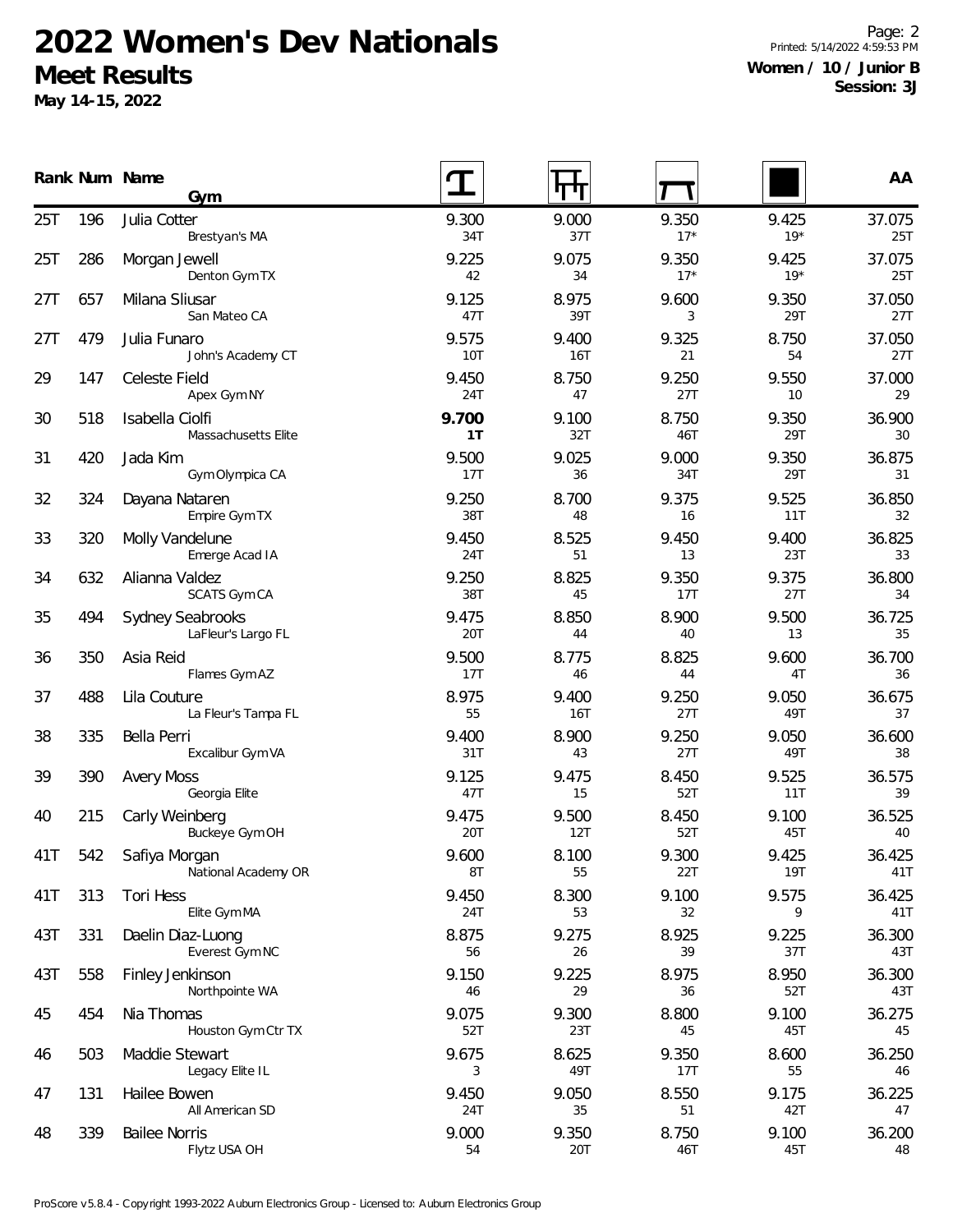# 2022 Women's Dev Nationals

## Meet Results

**May 14-15, 2022**

**Women / 10 / Junior B**
**Session: 3J**

| Rank | Num | Name / Gym | Vault | Bars | Beam | Floor | AA |
|---|---|---|---|---|---|---|---|
| 25T | 196 | Julia Cotter<br>Brestyan's MA | 9.300<br>34T | 9.000<br>37T | 9.350<br>17* | 9.425<br>19* | 37.075<br>25T |
| 25T | 286 | Morgan Jewell<br>Denton Gym TX | 9.225<br>42 | 9.075<br>34 | 9.350<br>17* | 9.425<br>19* | 37.075<br>25T |
| 27T | 657 | Milana Sliusar<br>San Mateo CA | 9.125<br>47T | 8.975<br>39T | 9.600<br>3 | 9.350<br>29T | 37.050<br>27T |
| 27T | 479 | Julia Funaro<br>John's Academy CT | 9.575<br>10T | 9.400<br>16T | 9.325<br>21 | 8.750<br>54 | 37.050<br>27T |
| 29 | 147 | Celeste Field<br>Apex Gym NY | 9.450<br>24T | 8.750<br>47 | 9.250<br>27T | 9.550<br>10 | 37.000<br>29 |
| 30 | 518 | Isabella Ciolfi<br>Massachusetts Elite | **9.700**<br>**1T** | 9.100<br>32T | 8.750<br>46T | 9.350<br>29T | 36.900<br>30 |
| 31 | 420 | Jada Kim<br>Gym Olympica CA | 9.500<br>17T | 9.025<br>36 | 9.000<br>34T | 9.350<br>29T | 36.875<br>31 |
| 32 | 324 | Dayana Nataren<br>Empire Gym TX | 9.250<br>38T | 8.700<br>48 | 9.375<br>16 | 9.525<br>11T | 36.850<br>32 |
| 33 | 320 | Molly Vandelune<br>Emerge Acad IA | 9.450<br>24T | 8.525<br>51 | 9.450<br>13 | 9.400<br>23T | 36.825<br>33 |
| 34 | 632 | Alianna Valdez<br>SCATS Gym CA | 9.250<br>38T | 8.825<br>45 | 9.350<br>17T | 9.375<br>27T | 36.800<br>34 |
| 35 | 494 | Sydney Seabrooks<br>LaFleur's Largo FL | 9.475<br>20T | 8.850<br>44 | 8.900<br>40 | 9.500<br>13 | 36.725<br>35 |
| 36 | 350 | Asia Reid<br>Flames Gym AZ | 9.500<br>17T | 8.775<br>46 | 8.825<br>44 | 9.600<br>4T | 36.700<br>36 |
| 37 | 488 | Lila Couture<br>La Fleur's Tampa FL | 8.975<br>55 | 9.400<br>16T | 9.250<br>27T | 9.050<br>49T | 36.675<br>37 |
| 38 | 335 | Bella Perri<br>Excalibur Gym VA | 9.400<br>31T | 8.900<br>43 | 9.250<br>27T | 9.050<br>49T | 36.600<br>38 |
| 39 | 390 | Avery Moss<br>Georgia Elite | 9.125<br>47T | 9.475<br>15 | 8.450<br>52T | 9.525<br>11T | 36.575<br>39 |
| 40 | 215 | Carly Weinberg<br>Buckeye Gym OH | 9.475<br>20T | 9.500<br>12T | 8.450<br>52T | 9.100<br>45T | 36.525<br>40 |
| 41T | 542 | Safiya Morgan<br>National Academy OR | 9.600<br>8T | 8.100<br>55 | 9.300<br>22T | 9.425<br>19T | 36.425<br>41T |
| 41T | 313 | Tori Hess<br>Elite Gym MA | 9.450<br>24T | 8.300<br>53 | 9.100<br>32 | 9.575<br>9 | 36.425<br>41T |
| 43T | 331 | Daelin Diaz-Luong<br>Everest Gym NC | 8.875<br>56 | 9.275<br>26 | 8.925<br>39 | 9.225<br>37T | 36.300<br>43T |
| 43T | 558 | Finley Jenkinson<br>Northpointe WA | 9.150<br>46 | 9.225<br>29 | 8.975<br>36 | 8.950<br>52T | 36.300<br>43T |
| 45 | 454 | Nia Thomas<br>Houston Gym Ctr TX | 9.075<br>52T | 9.300<br>23T | 8.800<br>45 | 9.100<br>45T | 36.275<br>45 |
| 46 | 503 | Maddie Stewart<br>Legacy Elite IL | 9.675<br>3 | 8.625<br>49T | 9.350<br>17T | 8.600<br>55 | 36.250<br>46 |
| 47 | 131 | Hailee Bowen<br>All American SD | 9.450<br>24T | 9.050<br>35 | 8.550<br>51 | 9.175<br>42T | 36.225<br>47 |
| 48 | 339 | Bailee Norris<br>Flytz USA OH | 9.000<br>54 | 9.350<br>20T | 8.750<br>46T | 9.100<br>45T | 36.200<br>48 |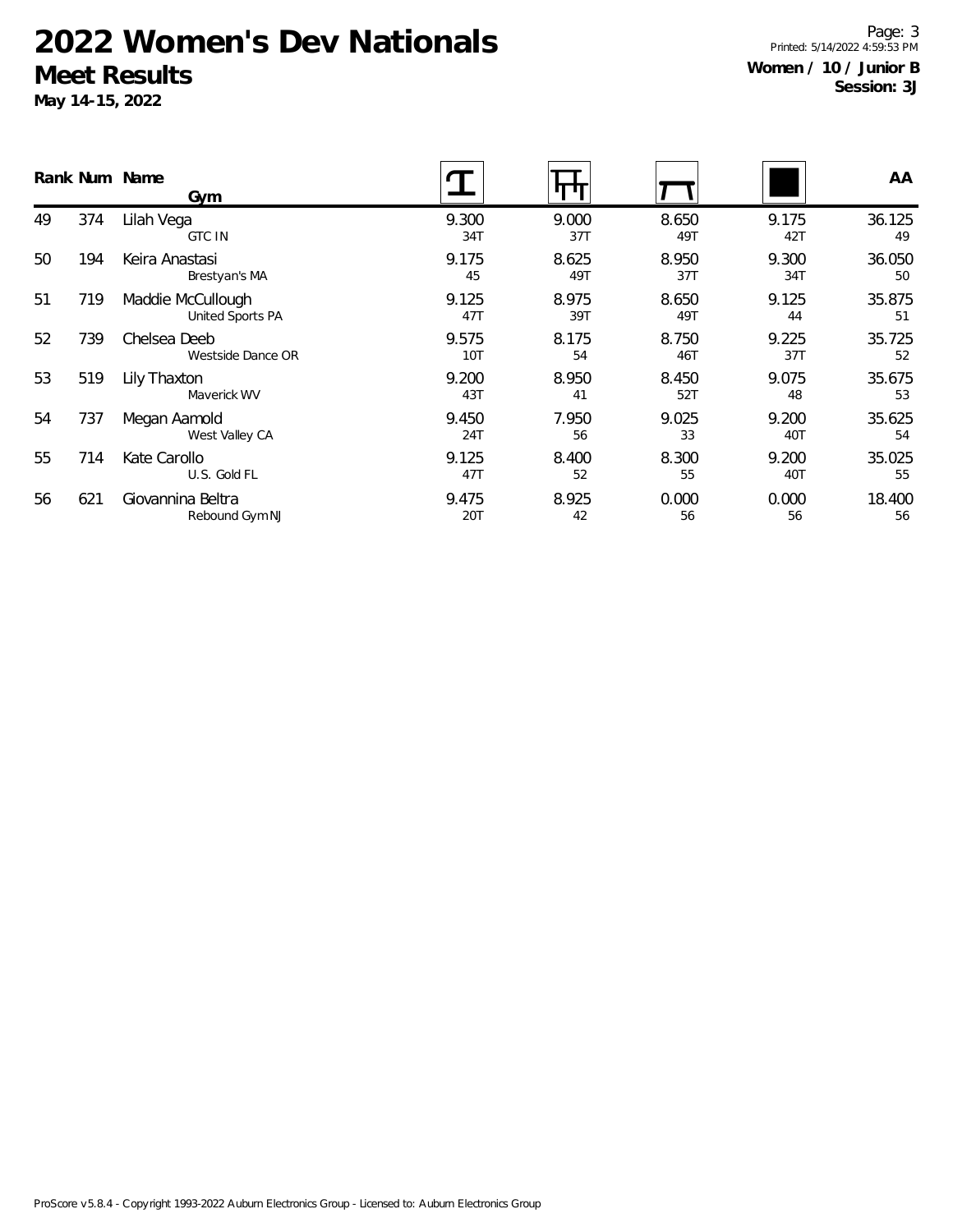# 2022 Women's Dev Nationals

## Meet Results

**May 14-15, 2022**

**Women / 10 / Junior B**
**Session: 3J**

| Rank | Num | Name / Gym | Vault | Bars | Beam | Floor | AA |
|---|---|---|---|---|---|---|---|
| 49 | 374 | Lilah Vega<br>GTC IN | 9.300<br>34T | 9.000<br>37T | 8.650<br>49T | 9.175<br>42T | 36.125<br>49 |
| 50 | 194 | Keira Anastasi<br>Brestyan's MA | 9.175<br>45 | 8.625<br>49T | 8.950<br>37T | 9.300<br>34T | 36.050<br>50 |
| 51 | 719 | Maddie McCullough<br>United Sports PA | 9.125<br>47T | 8.975<br>39T | 8.650<br>49T | 9.125<br>44 | 35.875<br>51 |
| 52 | 739 | Chelsea Deeb<br>Westside Dance OR | 9.575<br>10T | 8.175<br>54 | 8.750<br>46T | 9.225<br>37T | 35.725<br>52 |
| 53 | 519 | Lily Thaxton<br>Maverick WV | 9.200<br>43T | 8.950<br>41 | 8.450<br>52T | 9.075<br>48 | 35.675<br>53 |
| 54 | 737 | Megan Aamold<br>West Valley CA | 9.450<br>24T | 7.950<br>56 | 9.025<br>33 | 9.200<br>40T | 35.625<br>54 |
| 55 | 714 | Kate Carollo<br>U.S. Gold FL | 9.125<br>47T | 8.400<br>52 | 8.300<br>55 | 9.200<br>40T | 35.025<br>55 |
| 56 | 621 | Giovannina Beltra<br>Rebound Gym NJ | 9.475<br>20T | 8.925<br>42 | 0.000<br>56 | 0.000<br>56 | 18.400<br>56 |

ProScore v5.8.4 - Copyright 1993-2022 Auburn Electronics Group - Licensed to: Auburn Electronics Group